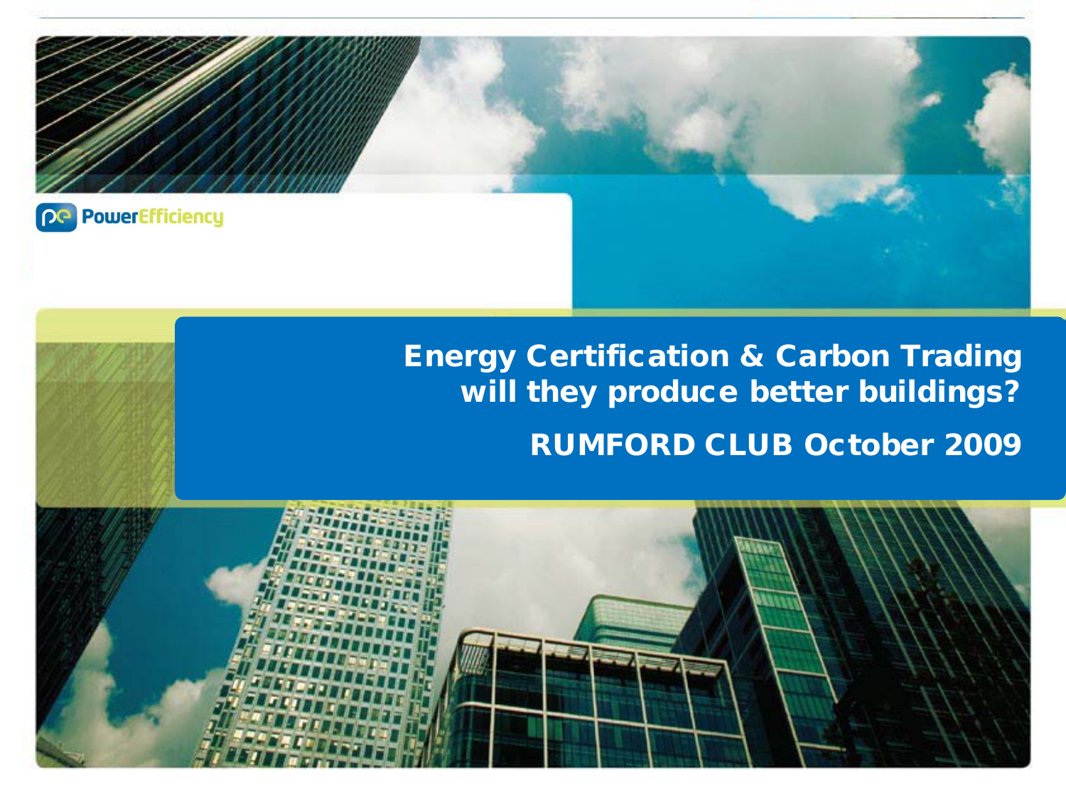PowerEfficiency

# Energy Certification & Carbon Trading will they produce better buildings?

## RUMFORD CLUB October 2009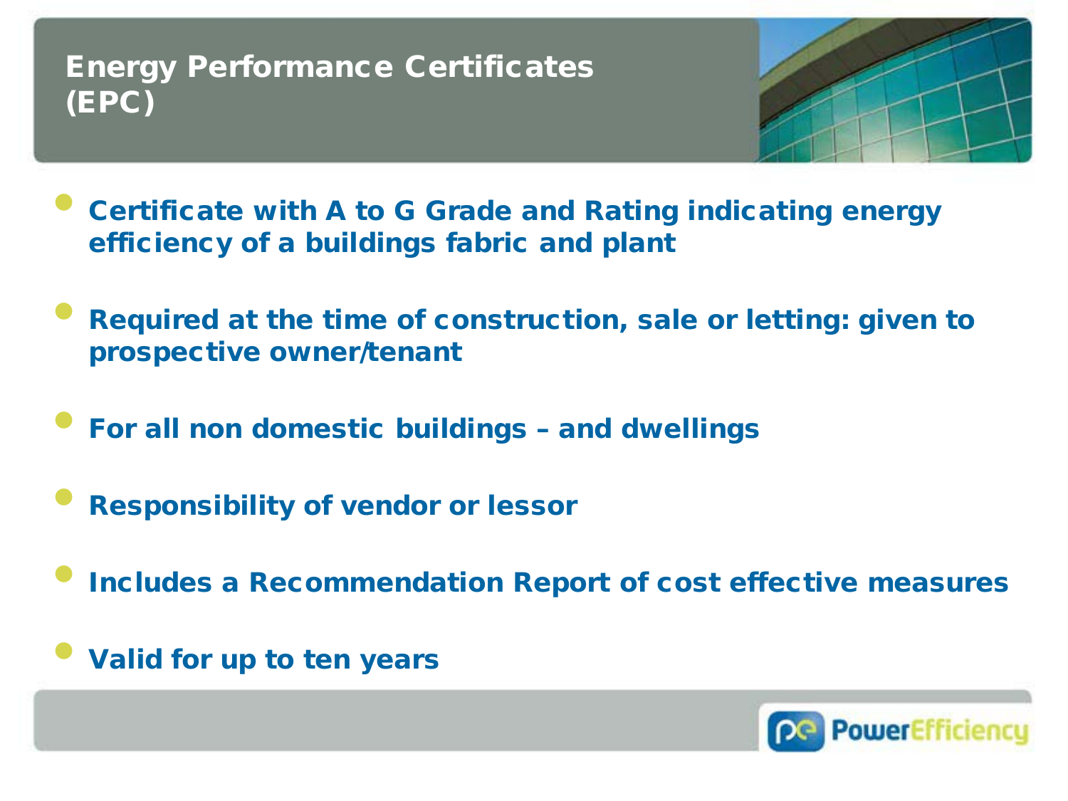# Energy Performance Certificates (EPC)

- Certificate with A to G Grade and Rating indicating energy efficiency of a buildings fabric and plant
- Required at the time of construction, sale or letting: given to prospective owner/tenant
- For all non domestic buildings – and dwellings
- Responsibility of vendor or lessor
- Includes a Recommendation Report of cost effective measures
- Valid for up to ten years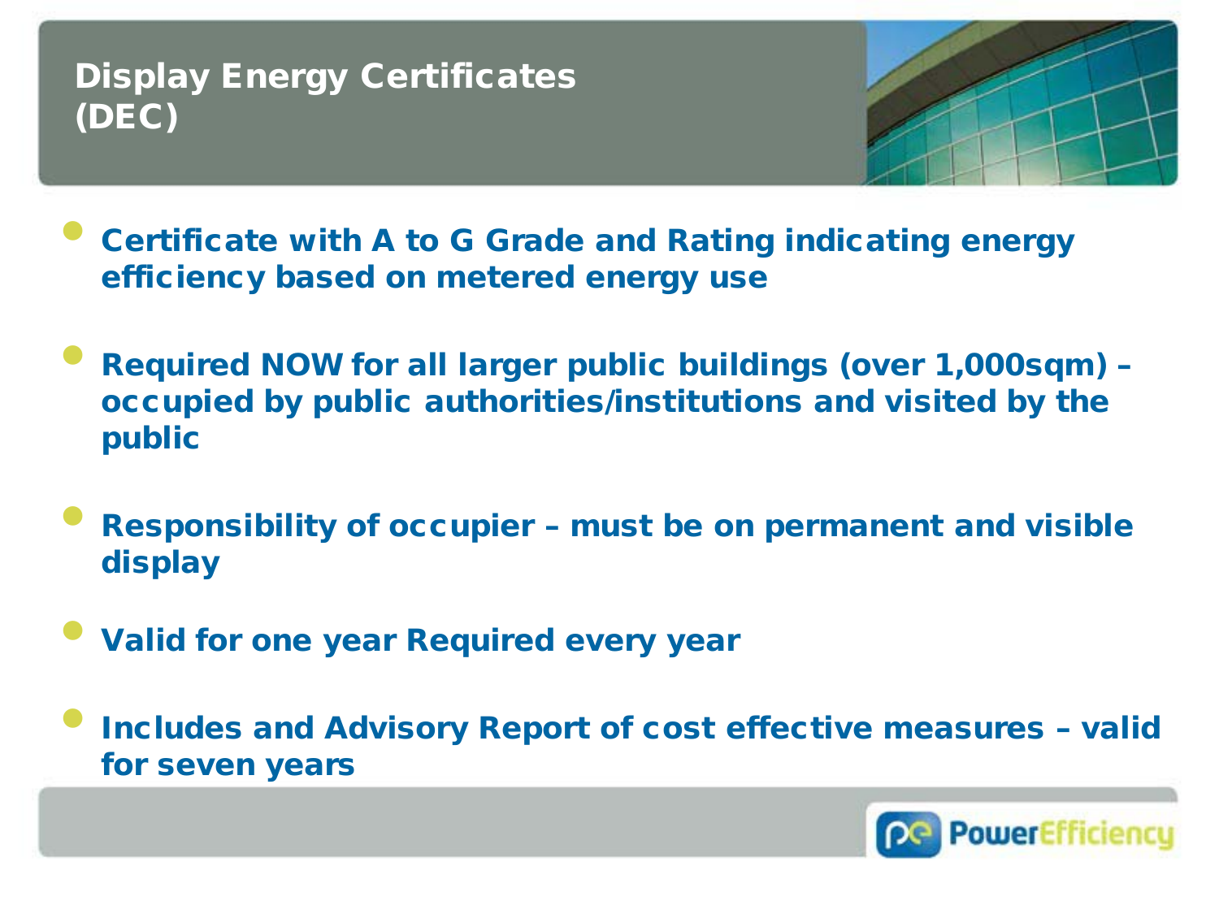# Display Energy Certificates (DEC)

- Certificate with A to G Grade and Rating indicating energy efficiency based on metered energy use
- Required NOW for all larger public buildings (over 1,000sqm) – occupied by public authorities/institutions and visited by the public
- Responsibility of occupier – must be on permanent and visible display
- Valid for one year Required every year
- Includes and Advisory Report of cost effective measures – valid for seven years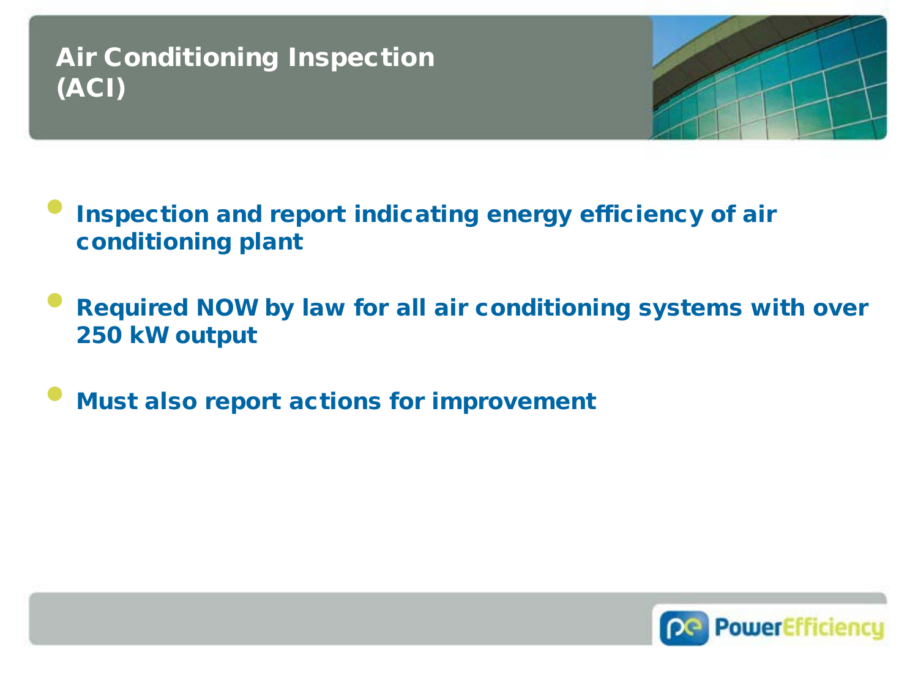# Air Conditioning Inspection (ACI)

- **Inspection and report indicating energy efficiency of air conditioning plant**
- **Required NOW by law for all air conditioning systems with over 250 kW output**
- **Must also report actions for improvement**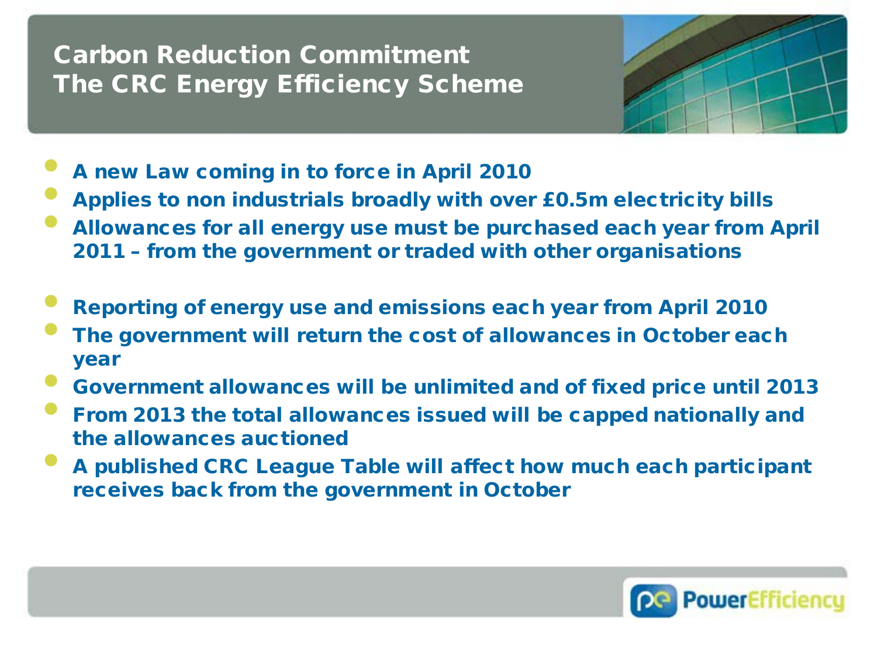# Carbon Reduction Commitment
# The CRC Energy Efficiency Scheme

- A new Law coming in to force in April 2010
- Applies to non industrials broadly with over £0.5m electricity bills
- Allowances for all energy use must be purchased each year from April 2011 – from the government or traded with other organisations

- Reporting of energy use and emissions each year from April 2010
- The government will return the cost of allowances in October each year
- Government allowances will be unlimited and of fixed price until 2013
- From 2013 the total allowances issued will be capped nationally and the allowances auctioned
- A published CRC League Table will affect how much each participant receives back from the government in October

PowerEfficiency